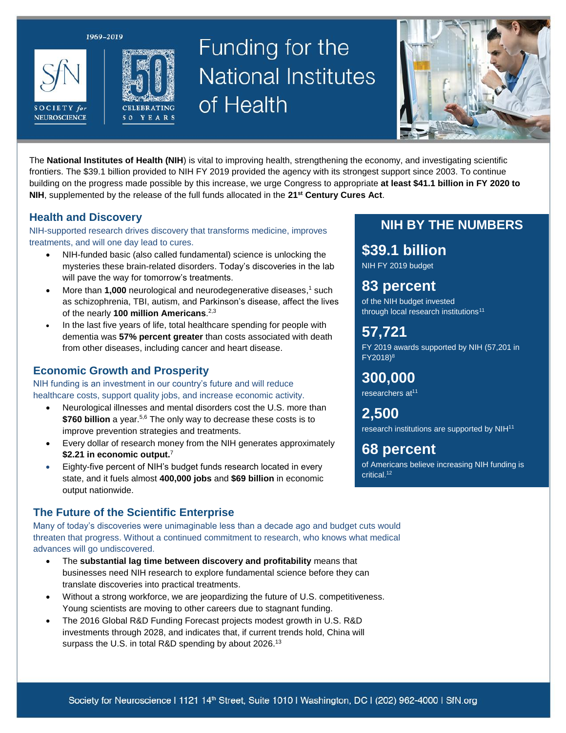1969–2019

SOCIETY *for* NEUROSCIENCE

CELEBRATING 50 YEARS

# Funding for the National Institutes of Health

The **National Institutes of Health (NIH**) is vital to improving health, strengthening the economy, and investigating scientific frontiers. The $39.1 billion provided to NIH FY 2019 provided the agency with its strongest support since 2003. To continue building on the progress made possible by this increase, we urge Congress to appropriate **at least $41.1 billion in FY 2020 to NIH**, supplemented by the release of the full funds allocated in the **21st Century Cures Act**.

## Health and Discovery

NIH-supported research drives discovery that transforms medicine, improves treatments, and will one day lead to cures.

- NIH-funded basic (also called fundamental) science is unlocking the mysteries these brain-related disorders. Today's discoveries in the lab will pave the way for tomorrow's treatments.
- More than **1,000** neurological and neurodegenerative diseases,[1] such as schizophrenia, TBI, autism, and Parkinson's disease, affect the lives of the nearly **100 million Americans**.[2,3]
- In the last five years of life, total healthcare spending for people with dementia was **57% percent greater** than costs associated with death from other diseases, including cancer and heart disease.

## Economic Growth and Prosperity

NIH funding is an investment in our country's future and will reduce healthcare costs, support quality jobs, and increase economic activity.

- Neurological illnesses and mental disorders cost the U.S. more than **$760 billion** a year.[5,6] The only way to decrease these costs is to improve prevention strategies and treatments.
- Every dollar of research money from the NIH generates approximately **$2.21 in economic output.**[7]
- Eighty-five percent of NIH's budget funds research located in every state, and it fuels almost **400,000 jobs** and **$69 billion** in economic output nationwide.

## NIH BY THE NUMBERS

**$39.1 billion**
NIH FY 2019 budget

**83 percent**
of the NIH budget invested through local research institutions[11]

**57,721**
FY 2019 awards supported by NIH (57,201 in FY2018)[8]

**300,000**
researchers at[11]

**2,500**
research institutions are supported by NIH[11]

**68 percent**
of Americans believe increasing NIH funding is critical.[12]

## The Future of the Scientific Enterprise

Many of today's discoveries were unimaginable less than a decade ago and budget cuts would threaten that progress. Without a continued commitment to research, who knows what medical advances will go undiscovered.

- The **substantial lag time between discovery and profitability** means that businesses need NIH research to explore fundamental science before they can translate discoveries into practical treatments.
- Without a strong workforce, we are jeopardizing the future of U.S. competitiveness. Young scientists are moving to other careers due to stagnant funding.
- The 2016 Global R&D Funding Forecast projects modest growth in U.S. R&D investments through 2028, and indicates that, if current trends hold, China will surpass the U.S. in total R&D spending by about 2026.[13]

Society for Neuroscience I 1121 14th Street, Suite 1010 I Washington, DC I (202) 962-4000 I SfN.org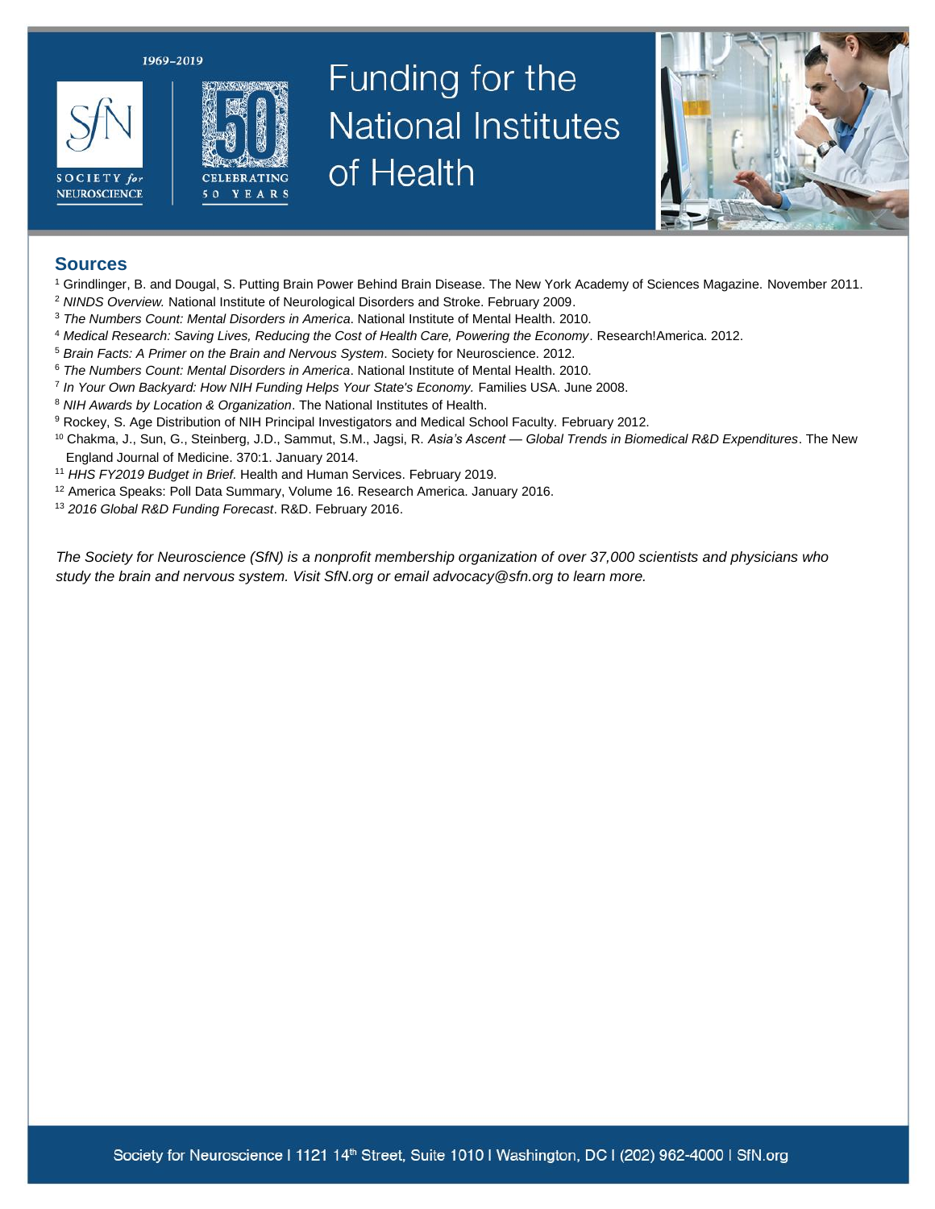# Funding for the National Institutes of Health

## Sources

[1] Grindlinger, B. and Dougal, S. Putting Brain Power Behind Brain Disease. The New York Academy of Sciences Magazine. November 2011.
[2] *NINDS Overview.* National Institute of Neurological Disorders and Stroke. February 2009.
[3] *The Numbers Count: Mental Disorders in America*. National Institute of Mental Health. 2010.
[4] *Medical Research: Saving Lives, Reducing the Cost of Health Care, Powering the Economy*. Research!America. 2012.
[5] *Brain Facts: A Primer on the Brain and Nervous System*. Society for Neuroscience. 2012.
[6] *The Numbers Count: Mental Disorders in America*. National Institute of Mental Health. 2010.
[7] *In Your Own Backyard: How NIH Funding Helps Your State's Economy.* Families USA. June 2008.
[8] *NIH Awards by Location & Organization*. The National Institutes of Health.
[9] Rockey, S. Age Distribution of NIH Principal Investigators and Medical School Faculty. February 2012.
[10] Chakma, J., Sun, G., Steinberg, J.D., Sammut, S.M., Jagsi, R. *Asia's Ascent — Global Trends in Biomedical R&D Expenditures*. The New England Journal of Medicine. 370:1. January 2014.
[11] *HHS FY2019 Budget in Brief.* Health and Human Services. February 2019.
[12] America Speaks: Poll Data Summary, Volume 16. Research America. January 2016.
[13] *2016 Global R&D Funding Forecast*. R&D. February 2016.

*The Society for Neuroscience (SfN) is a nonprofit membership organization of over 37,000 scientists and physicians who study the brain and nervous system. Visit SfN.org or email advocacy@sfn.org to learn more.*

Society for Neuroscience I 1121 14th Street, Suite 1010 I Washington, DC I (202) 962-4000 I SfN.org